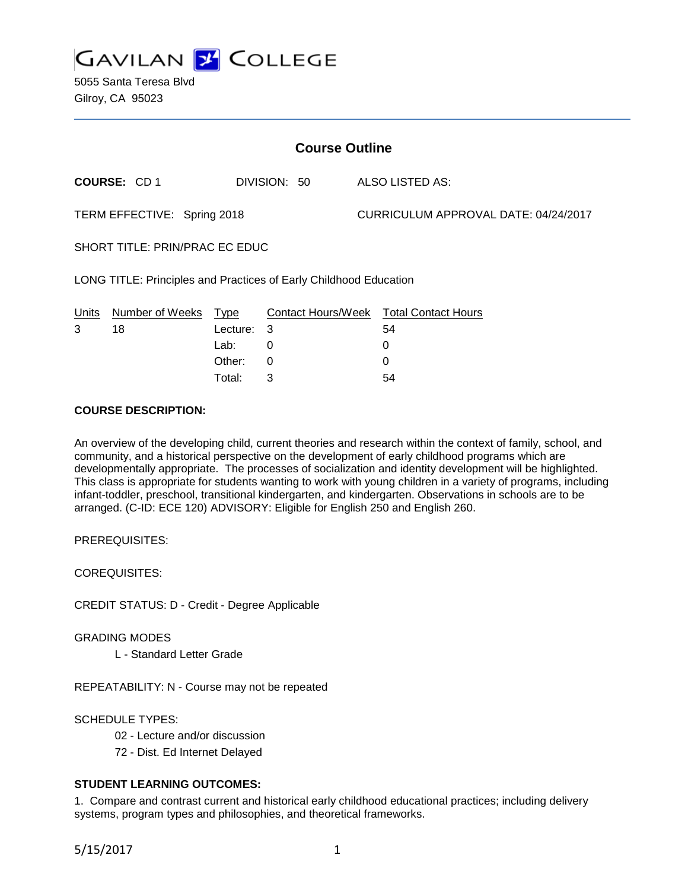# GAVILAN COLLEGE

5055 Santa Teresa Blvd
Gilroy, CA 95023

## Course Outline

**COURSE:** CD 1 DIVISION: 50 ALSO LISTED AS:

TERM EFFECTIVE: Spring 2018 CURRICULUM APPROVAL DATE: 04/24/2017

SHORT TITLE: PRIN/PRAC EC EDUC

LONG TITLE: Principles and Practices of Early Childhood Education

| Units | Number of Weeks | Type | Contact Hours/Week | Total Contact Hours |
|---|---|---|---|---|
| 3 | 18 | Lecture: | 3 | 54 |
| | | Lab: | 0 | 0 |
| | | Other: | 0 | 0 |
| | | Total: | 3 | 54 |

**COURSE DESCRIPTION:**

An overview of the developing child, current theories and research within the context of family, school, and community, and a historical perspective on the development of early childhood programs which are developmentally appropriate. The processes of socialization and identity development will be highlighted. This class is appropriate for students wanting to work with young children in a variety of programs, including infant-toddler, preschool, transitional kindergarten, and kindergarten. Observations in schools are to be arranged. (C-ID: ECE 120) ADVISORY: Eligible for English 250 and English 260.

PREREQUISITES:

COREQUISITES:

CREDIT STATUS: D - Credit - Degree Applicable

GRADING MODES

L - Standard Letter Grade

REPEATABILITY: N - Course may not be repeated

SCHEDULE TYPES:

02 - Lecture and/or discussion

72 - Dist. Ed Internet Delayed

**STUDENT LEARNING OUTCOMES:**

1. Compare and contrast current and historical early childhood educational practices; including delivery systems, program types and philosophies, and theoretical frameworks.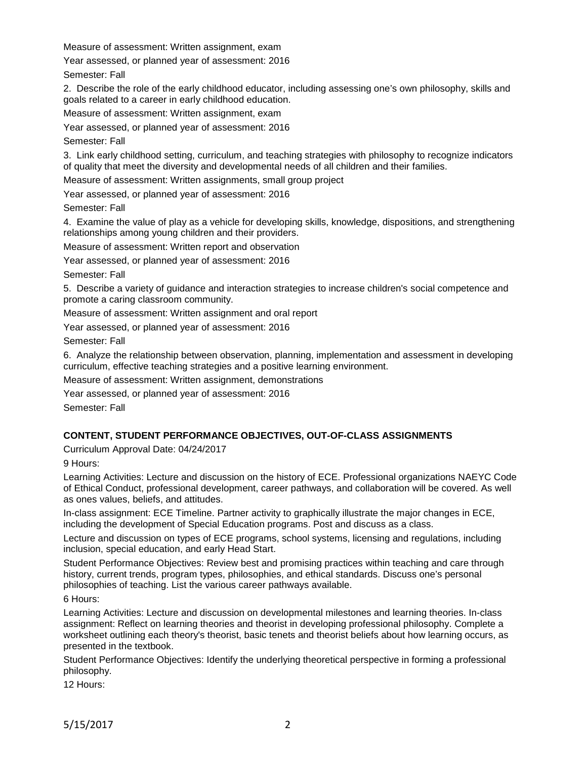Measure of assessment: Written assignment, exam

Year assessed, or planned year of assessment: 2016

Semester: Fall

2. Describe the role of the early childhood educator, including assessing one's own philosophy, skills and goals related to a career in early childhood education.

Measure of assessment: Written assignment, exam

Year assessed, or planned year of assessment: 2016

Semester: Fall

3. Link early childhood setting, curriculum, and teaching strategies with philosophy to recognize indicators of quality that meet the diversity and developmental needs of all children and their families.

Measure of assessment: Written assignments, small group project

Year assessed, or planned year of assessment: 2016

Semester: Fall

4. Examine the value of play as a vehicle for developing skills, knowledge, dispositions, and strengthening relationships among young children and their providers.

Measure of assessment: Written report and observation

Year assessed, or planned year of assessment: 2016

Semester: Fall

5. Describe a variety of guidance and interaction strategies to increase children's social competence and promote a caring classroom community.

Measure of assessment: Written assignment and oral report

Year assessed, or planned year of assessment: 2016

Semester: Fall

6. Analyze the relationship between observation, planning, implementation and assessment in developing curriculum, effective teaching strategies and a positive learning environment.

Measure of assessment: Written assignment, demonstrations

Year assessed, or planned year of assessment: 2016

Semester: Fall

## CONTENT, STUDENT PERFORMANCE OBJECTIVES, OUT-OF-CLASS ASSIGNMENTS

Curriculum Approval Date: 04/24/2017

9 Hours:

Learning Activities: Lecture and discussion on the history of ECE. Professional organizations NAEYC Code of Ethical Conduct, professional development, career pathways, and collaboration will be covered. As well as ones values, beliefs, and attitudes.

In-class assignment: ECE Timeline. Partner activity to graphically illustrate the major changes in ECE, including the development of Special Education programs. Post and discuss as a class.

Lecture and discussion on types of ECE programs, school systems, licensing and regulations, including inclusion, special education, and early Head Start.

Student Performance Objectives: Review best and promising practices within teaching and care through history, current trends, program types, philosophies, and ethical standards. Discuss one's personal philosophies of teaching. List the various career pathways available.

6 Hours:

Learning Activities: Lecture and discussion on developmental milestones and learning theories. In-class assignment: Reflect on learning theories and theorist in developing professional philosophy. Complete a worksheet outlining each theory's theorist, basic tenets and theorist beliefs about how learning occurs, as presented in the textbook.

Student Performance Objectives: Identify the underlying theoretical perspective in forming a professional philosophy.

12 Hours: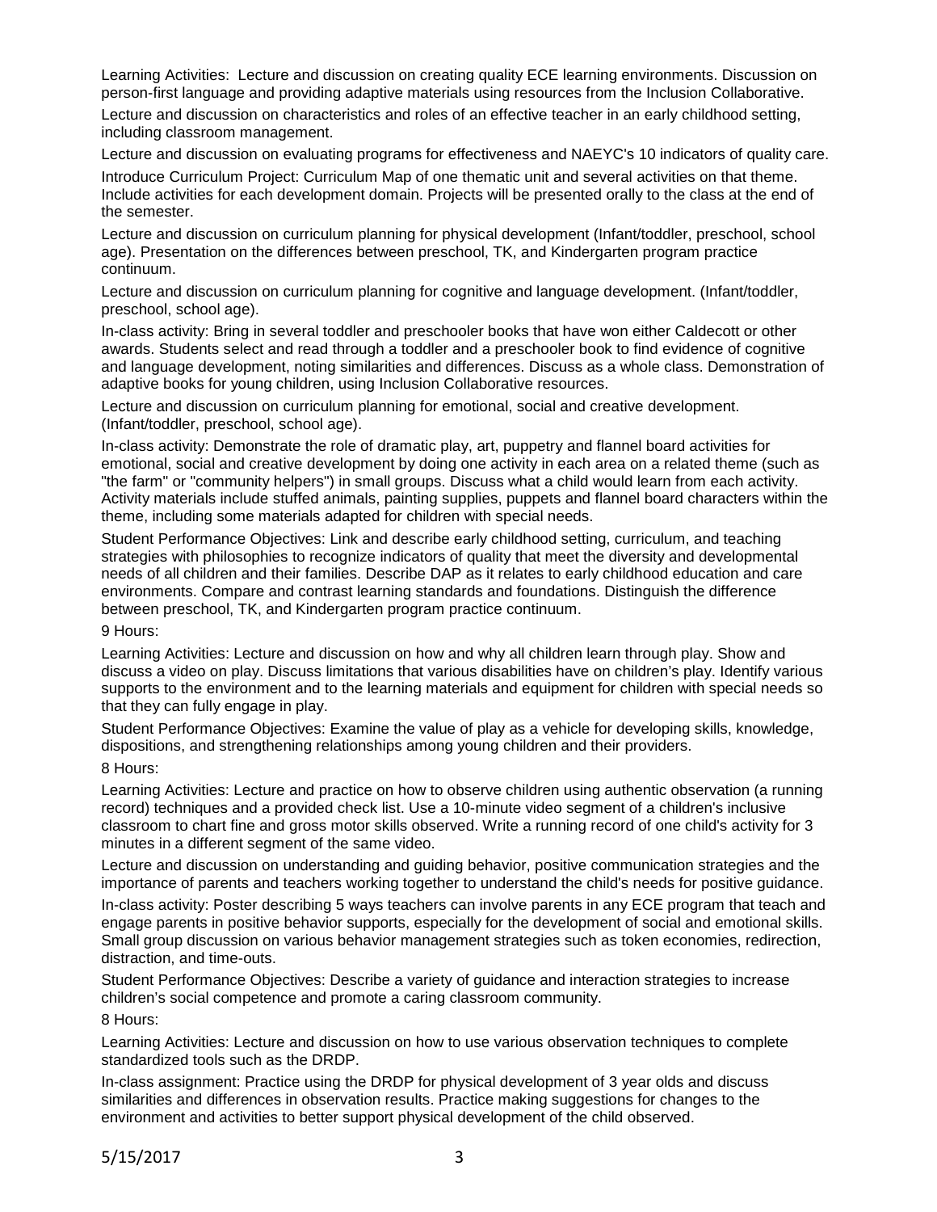Learning Activities: Lecture and discussion on creating quality ECE learning environments. Discussion on person-first language and providing adaptive materials using resources from the Inclusion Collaborative.

Lecture and discussion on characteristics and roles of an effective teacher in an early childhood setting, including classroom management.

Lecture and discussion on evaluating programs for effectiveness and NAEYC's 10 indicators of quality care.

Introduce Curriculum Project: Curriculum Map of one thematic unit and several activities on that theme. Include activities for each development domain. Projects will be presented orally to the class at the end of the semester.

Lecture and discussion on curriculum planning for physical development (Infant/toddler, preschool, school age). Presentation on the differences between preschool, TK, and Kindergarten program practice continuum.

Lecture and discussion on curriculum planning for cognitive and language development. (Infant/toddler, preschool, school age).

In-class activity: Bring in several toddler and preschooler books that have won either Caldecott or other awards. Students select and read through a toddler and a preschooler book to find evidence of cognitive and language development, noting similarities and differences. Discuss as a whole class. Demonstration of adaptive books for young children, using Inclusion Collaborative resources.

Lecture and discussion on curriculum planning for emotional, social and creative development. (Infant/toddler, preschool, school age).

In-class activity: Demonstrate the role of dramatic play, art, puppetry and flannel board activities for emotional, social and creative development by doing one activity in each area on a related theme (such as "the farm" or "community helpers") in small groups. Discuss what a child would learn from each activity. Activity materials include stuffed animals, painting supplies, puppets and flannel board characters within the theme, including some materials adapted for children with special needs.

Student Performance Objectives: Link and describe early childhood setting, curriculum, and teaching strategies with philosophies to recognize indicators of quality that meet the diversity and developmental needs of all children and their families. Describe DAP as it relates to early childhood education and care environments. Compare and contrast learning standards and foundations. Distinguish the difference between preschool, TK, and Kindergarten program practice continuum.

9 Hours:

Learning Activities: Lecture and discussion on how and why all children learn through play. Show and discuss a video on play. Discuss limitations that various disabilities have on children's play. Identify various supports to the environment and to the learning materials and equipment for children with special needs so that they can fully engage in play.

Student Performance Objectives: Examine the value of play as a vehicle for developing skills, knowledge, dispositions, and strengthening relationships among young children and their providers.

8 Hours:

Learning Activities: Lecture and practice on how to observe children using authentic observation (a running record) techniques and a provided check list. Use a 10-minute video segment of a children's inclusive classroom to chart fine and gross motor skills observed. Write a running record of one child's activity for 3 minutes in a different segment of the same video.

Lecture and discussion on understanding and guiding behavior, positive communication strategies and the importance of parents and teachers working together to understand the child's needs for positive guidance.

In-class activity: Poster describing 5 ways teachers can involve parents in any ECE program that teach and engage parents in positive behavior supports, especially for the development of social and emotional skills. Small group discussion on various behavior management strategies such as token economies, redirection, distraction, and time-outs.

Student Performance Objectives: Describe a variety of guidance and interaction strategies to increase children's social competence and promote a caring classroom community.

8 Hours:

Learning Activities: Lecture and discussion on how to use various observation techniques to complete standardized tools such as the DRDP.

In-class assignment: Practice using the DRDP for physical development of 3 year olds and discuss similarities and differences in observation results. Practice making suggestions for changes to the environment and activities to better support physical development of the child observed.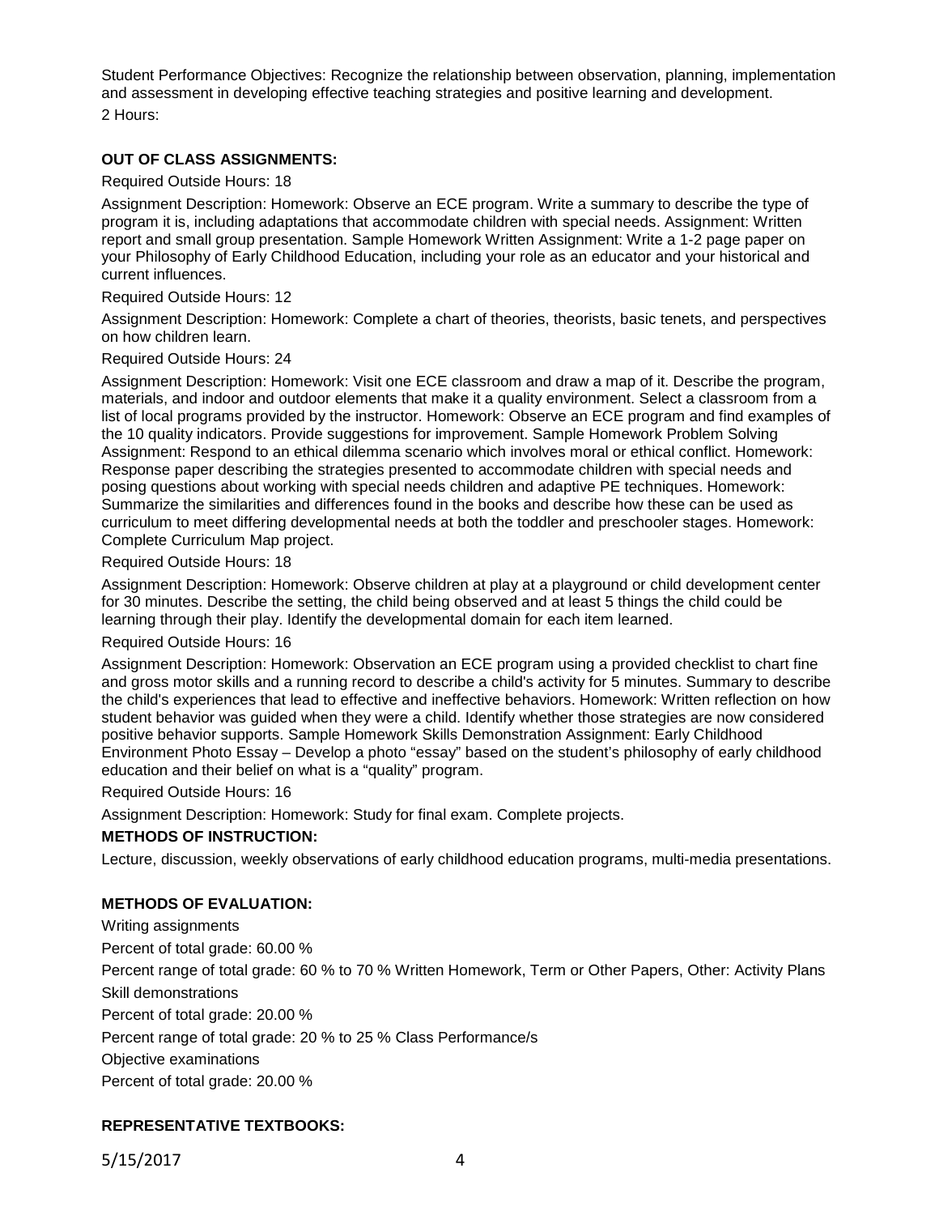Student Performance Objectives: Recognize the relationship between observation, planning, implementation and assessment in developing effective teaching strategies and positive learning and development.

2 Hours:

**OUT OF CLASS ASSIGNMENTS:**

Required Outside Hours: 18

Assignment Description: Homework: Observe an ECE program. Write a summary to describe the type of program it is, including adaptations that accommodate children with special needs. Assignment: Written report and small group presentation. Sample Homework Written Assignment: Write a 1-2 page paper on your Philosophy of Early Childhood Education, including your role as an educator and your historical and current influences.

Required Outside Hours: 12

Assignment Description: Homework: Complete a chart of theories, theorists, basic tenets, and perspectives on how children learn.

Required Outside Hours: 24

Assignment Description: Homework: Visit one ECE classroom and draw a map of it. Describe the program, materials, and indoor and outdoor elements that make it a quality environment. Select a classroom from a list of local programs provided by the instructor. Homework: Observe an ECE program and find examples of the 10 quality indicators. Provide suggestions for improvement. Sample Homework Problem Solving Assignment: Respond to an ethical dilemma scenario which involves moral or ethical conflict. Homework: Response paper describing the strategies presented to accommodate children with special needs and posing questions about working with special needs children and adaptive PE techniques. Homework: Summarize the similarities and differences found in the books and describe how these can be used as curriculum to meet differing developmental needs at both the toddler and preschooler stages. Homework: Complete Curriculum Map project.

Required Outside Hours: 18

Assignment Description: Homework: Observe children at play at a playground or child development center for 30 minutes. Describe the setting, the child being observed and at least 5 things the child could be learning through their play. Identify the developmental domain for each item learned.

Required Outside Hours: 16

Assignment Description: Homework: Observation an ECE program using a provided checklist to chart fine and gross motor skills and a running record to describe a child's activity for 5 minutes. Summary to describe the child's experiences that lead to effective and ineffective behaviors. Homework: Written reflection on how student behavior was guided when they were a child. Identify whether those strategies are now considered positive behavior supports. Sample Homework Skills Demonstration Assignment: Early Childhood Environment Photo Essay – Develop a photo "essay" based on the student's philosophy of early childhood education and their belief on what is a "quality" program.

Required Outside Hours: 16

Assignment Description: Homework: Study for final exam. Complete projects.

**METHODS OF INSTRUCTION:**

Lecture, discussion, weekly observations of early childhood education programs, multi-media presentations.

**METHODS OF EVALUATION:**

Writing assignments

Percent of total grade: 60.00 %

Percent range of total grade: 60 % to 70 % Written Homework, Term or Other Papers, Other: Activity Plans

Skill demonstrations

Percent of total grade: 20.00 %

Percent range of total grade: 20 % to 25 % Class Performance/s

Objective examinations

Percent of total grade: 20.00 %

**REPRESENTATIVE TEXTBOOKS:**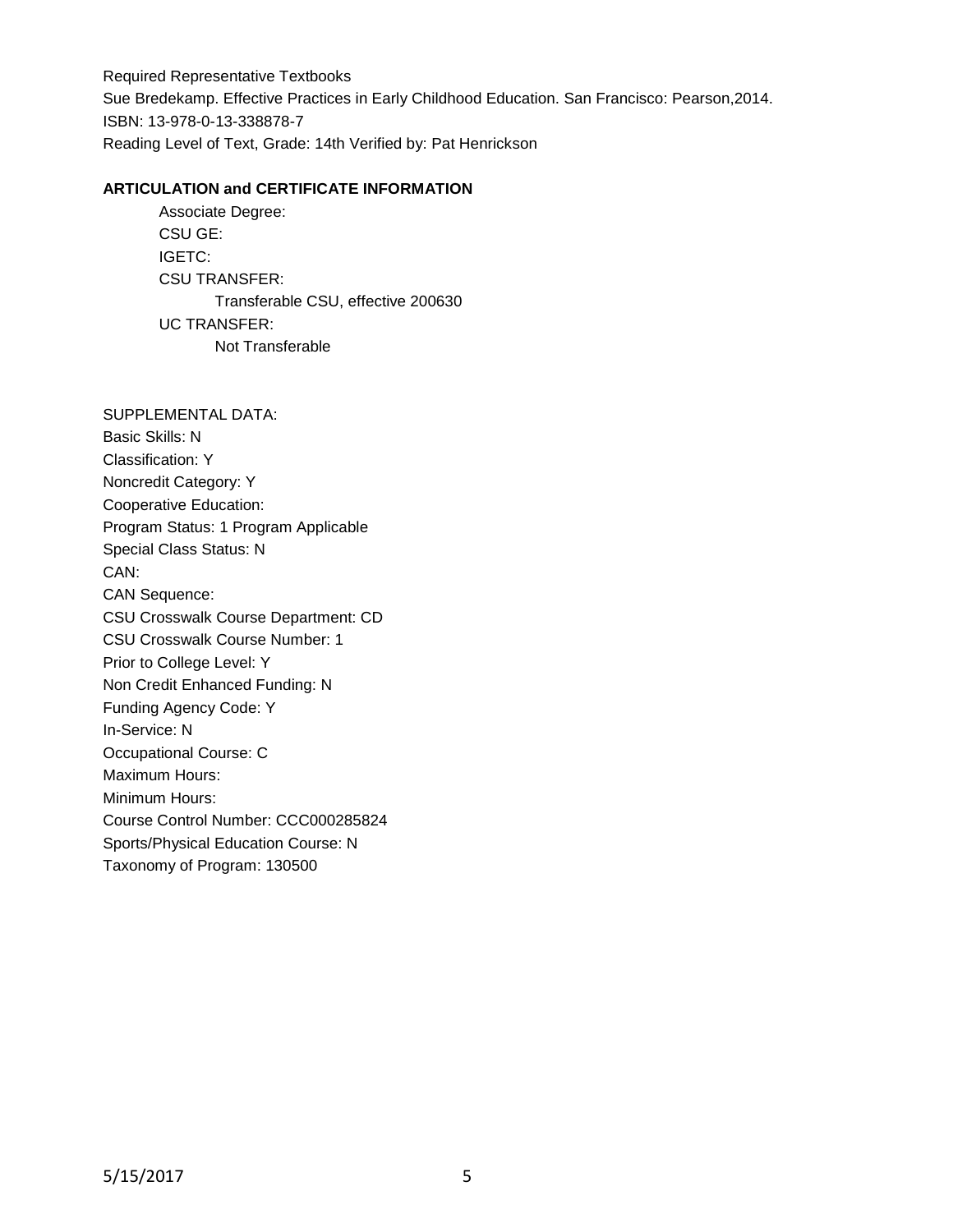Required Representative Textbooks
Sue Bredekamp. Effective Practices in Early Childhood Education. San Francisco: Pearson,2014.
ISBN: 13-978-0-13-338878-7
Reading Level of Text, Grade: 14th Verified by: Pat Henrickson

**ARTICULATION and CERTIFICATE INFORMATION**

Associate Degree:
CSU GE:
IGETC:
CSU TRANSFER:
Transferable CSU, effective 200630
UC TRANSFER:
Not Transferable

SUPPLEMENTAL DATA:
Basic Skills: N
Classification: Y
Noncredit Category: Y
Cooperative Education:
Program Status: 1 Program Applicable
Special Class Status: N
CAN:
CAN Sequence:
CSU Crosswalk Course Department: CD
CSU Crosswalk Course Number: 1
Prior to College Level: Y
Non Credit Enhanced Funding: N
Funding Agency Code: Y
In-Service: N
Occupational Course: C
Maximum Hours:
Minimum Hours:
Course Control Number: CCC000285824
Sports/Physical Education Course: N
Taxonomy of Program: 130500